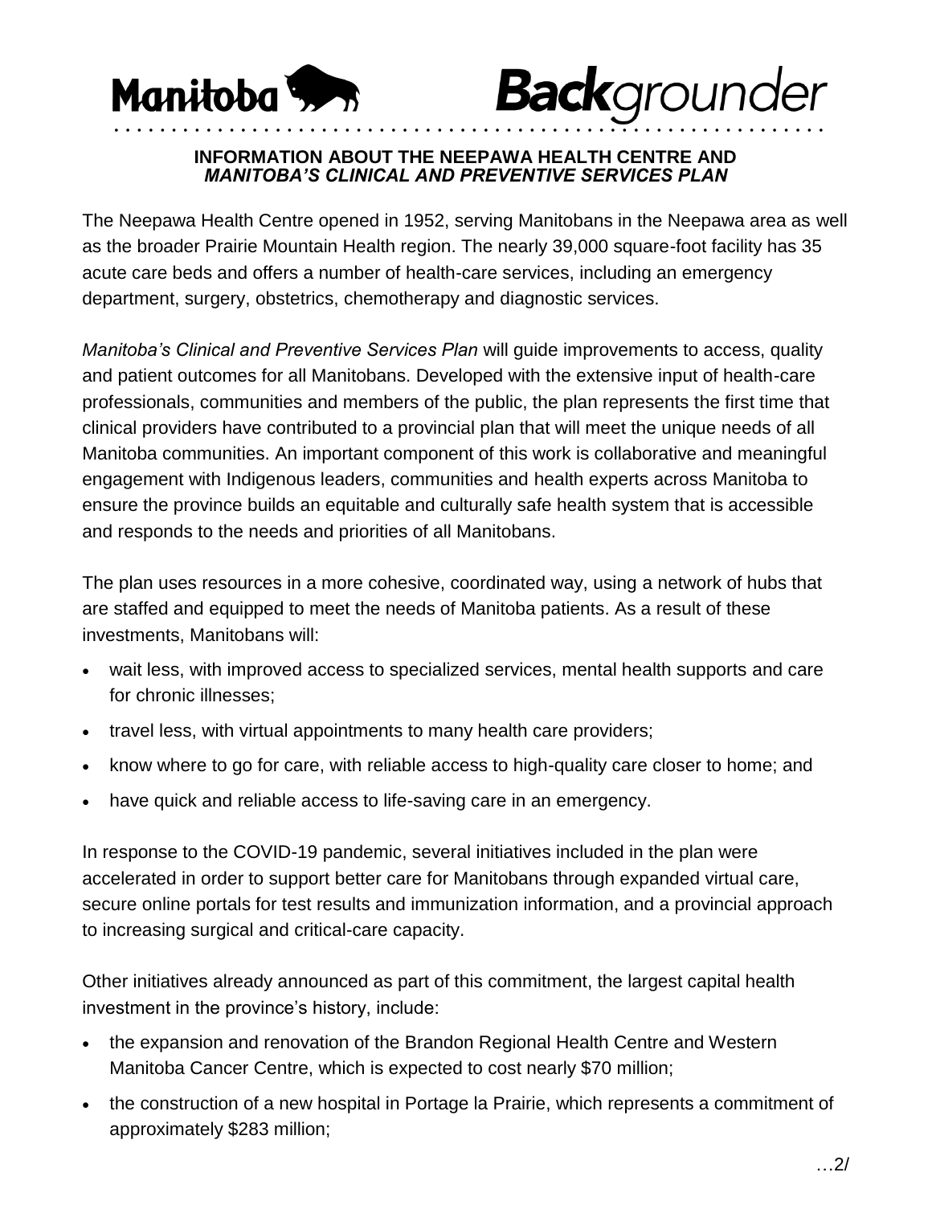**Manitoba** **Backgrounder**

**INFORMATION ABOUT THE NEEPAWA HEALTH CENTRE AND**
***MANITOBA'S CLINICAL AND PREVENTIVE SERVICES PLAN***

The Neepawa Health Centre opened in 1952, serving Manitobans in the Neepawa area as well as the broader Prairie Mountain Health region. The nearly 39,000 square-foot facility has 35 acute care beds and offers a number of health-care services, including an emergency department, surgery, obstetrics, chemotherapy and diagnostic services.

*Manitoba's Clinical and Preventive Services Plan* will guide improvements to access, quality and patient outcomes for all Manitobans. Developed with the extensive input of health-care professionals, communities and members of the public, the plan represents the first time that clinical providers have contributed to a provincial plan that will meet the unique needs of all Manitoba communities. An important component of this work is collaborative and meaningful engagement with Indigenous leaders, communities and health experts across Manitoba to ensure the province builds an equitable and culturally safe health system that is accessible and responds to the needs and priorities of all Manitobans.

The plan uses resources in a more cohesive, coordinated way, using a network of hubs that are staffed and equipped to meet the needs of Manitoba patients. As a result of these investments, Manitobans will:

- wait less, with improved access to specialized services, mental health supports and care for chronic illnesses;
- travel less, with virtual appointments to many health care providers;
- know where to go for care, with reliable access to high-quality care closer to home; and
- have quick and reliable access to life-saving care in an emergency.

In response to the COVID-19 pandemic, several initiatives included in the plan were accelerated in order to support better care for Manitobans through expanded virtual care, secure online portals for test results and immunization information, and a provincial approach to increasing surgical and critical-care capacity.

Other initiatives already announced as part of this commitment, the largest capital health investment in the province's history, include:

- the expansion and renovation of the Brandon Regional Health Centre and Western Manitoba Cancer Centre, which is expected to cost nearly $70 million;
- the construction of a new hospital in Portage la Prairie, which represents a commitment of approximately $283 million;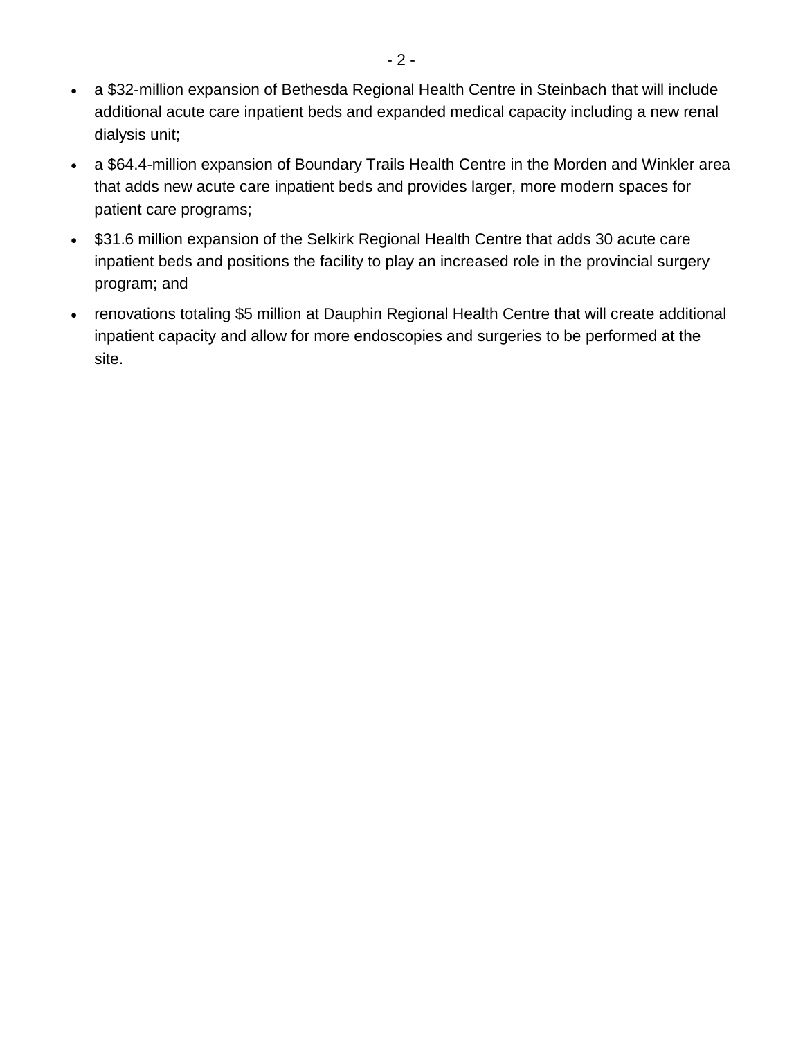- a $32-million expansion of Bethesda Regional Health Centre in Steinbach that will include additional acute care inpatient beds and expanded medical capacity including a new renal dialysis unit;
- a $64.4-million expansion of Boundary Trails Health Centre in the Morden and Winkler area that adds new acute care inpatient beds and provides larger, more modern spaces for patient care programs;
- $31.6 million expansion of the Selkirk Regional Health Centre that adds 30 acute care inpatient beds and positions the facility to play an increased role in the provincial surgery program; and
- renovations totaling $5 million at Dauphin Regional Health Centre that will create additional inpatient capacity and allow for more endoscopies and surgeries to be performed at the site.